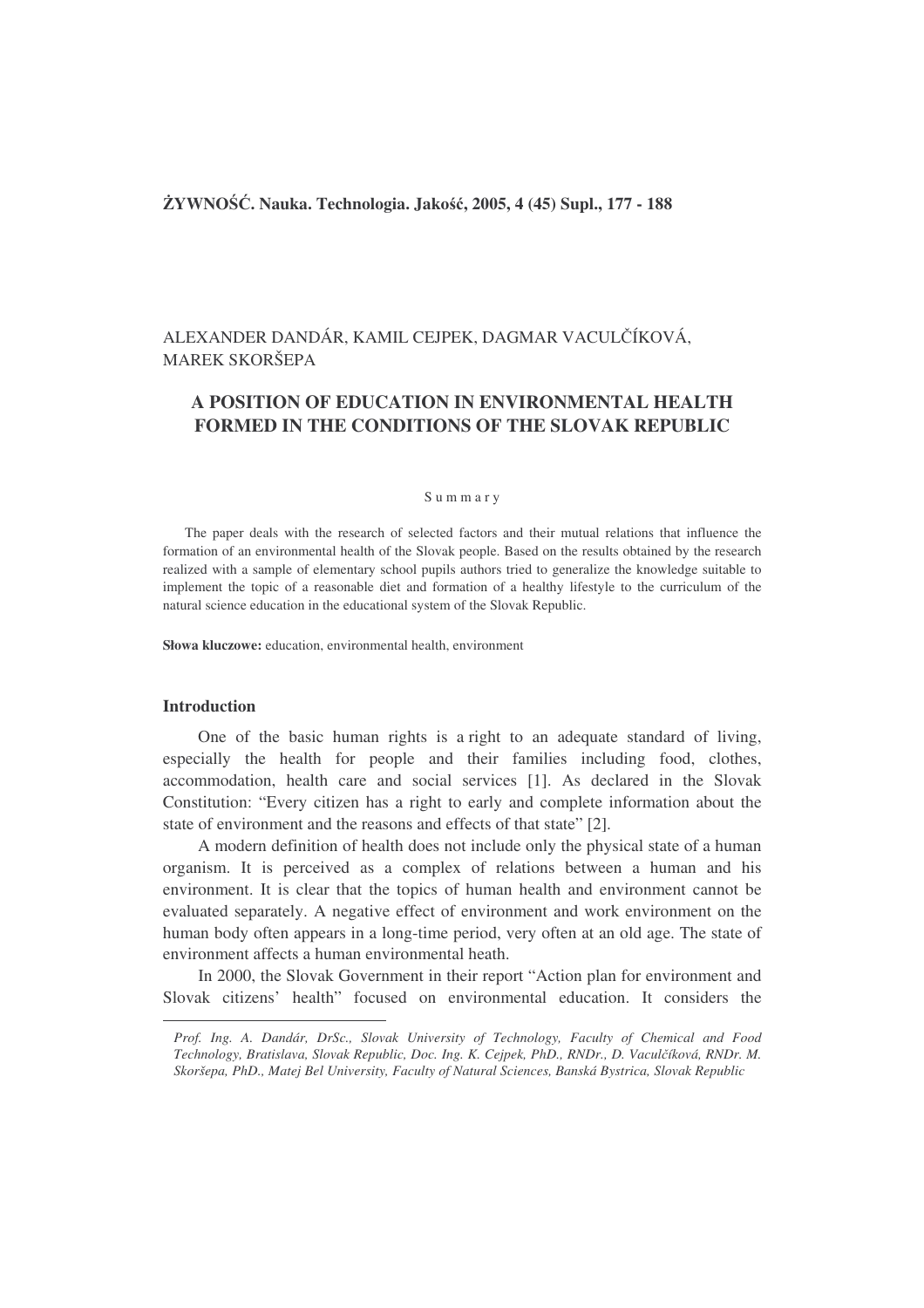**ŻYWNOŚĆ. Nauka. Technologia. Jakość, 2005, 4 (45) Supl., 177 - 188**

ALEXANDER DANDÁR, KAMIL CEJPEK, DAGMAR VACULČÍKOVÁ, MAREK SKORŠEPA

# A POSITION OF EDUCATION IN ENVIRONMENTAL HEALTH FORMED IN THE CONDITIONS OF THE SLOVAK REPUBLIC

S u m m a r y

The paper deals with the research of selected factors and their mutual relations that influence the formation of an environmental health of the Slovak people. Based on the results obtained by the research realized with a sample of elementary school pupils authors tried to generalize the knowledge suitable to implement the topic of a reasonable diet and formation of a healthy lifestyle to the curriculum of the natural science education in the educational system of the Slovak Republic.

**Słowa kluczowe:** education, environmental health, environment

## Introduction

One of the basic human rights is a right to an adequate standard of living, especially the health for people and their families including food, clothes, accommodation, health care and social services [1]. As declared in the Slovak Constitution: "Every citizen has a right to early and complete information about the state of environment and the reasons and effects of that state" [2].

A modern definition of health does not include only the physical state of a human organism. It is perceived as a complex of relations between a human and his environment. It is clear that the topics of human health and environment cannot be evaluated separately. A negative effect of environment and work environment on the human body often appears in a long-time period, very often at an old age. The state of environment affects a human environmental heath.

In 2000, the Slovak Government in their report "Action plan for environment and Slovak citizens' health" focused on environmental education. It considers the

*Prof. Ing. A. Dandár, DrSc., Slovak University of Technology, Faculty of Chemical and Food Technology, Bratislava, Slovak Republic, Doc. Ing. K. Cejpek, PhD., RNDr., D. Vaculčíková, RNDr. M. Skoršepa, PhD., Matej Bel University, Faculty of Natural Sciences, Banská Bystrica, Slovak Republic*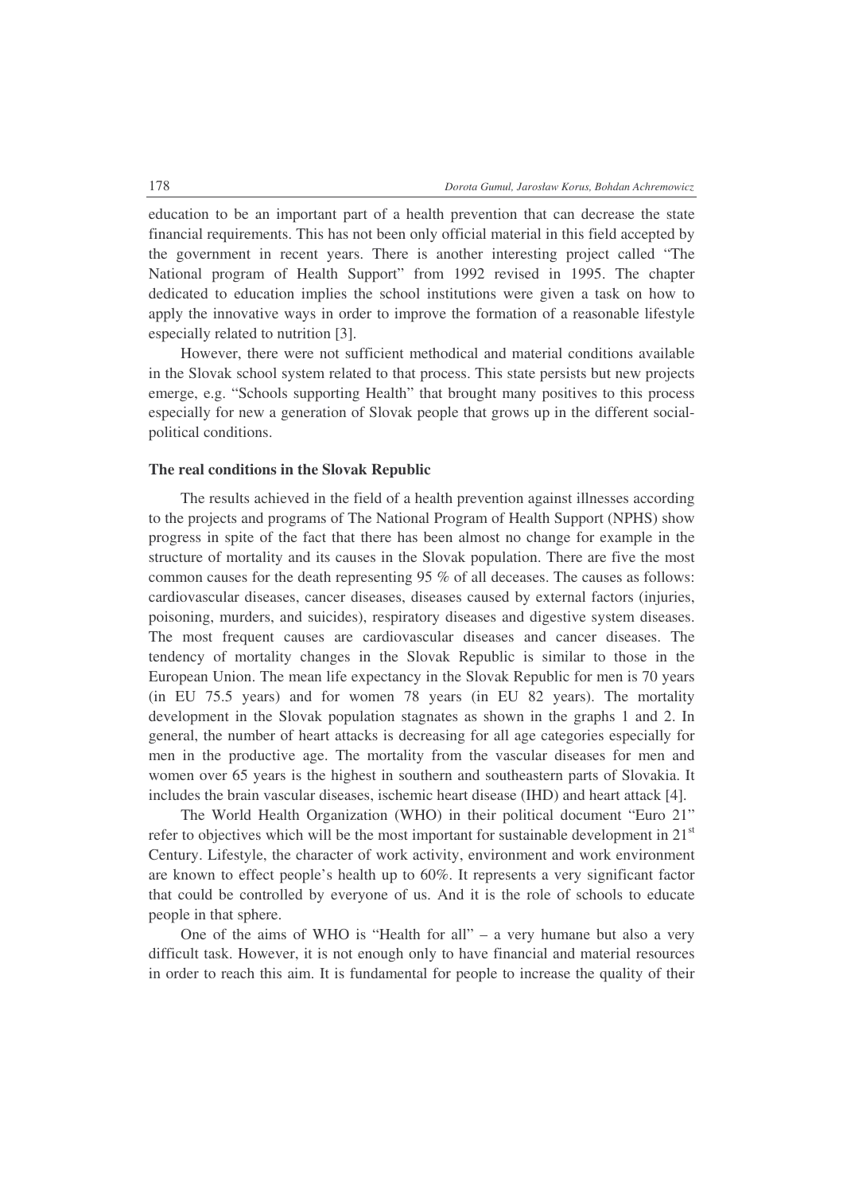education to be an important part of a health prevention that can decrease the state financial requirements. This has not been only official material in this field accepted by the government in recent years. There is another interesting project called "The National program of Health Support" from 1992 revised in 1995. The chapter dedicated to education implies the school institutions were given a task on how to apply the innovative ways in order to improve the formation of a reasonable lifestyle especially related to nutrition [3].

However, there were not sufficient methodical and material conditions available in the Slovak school system related to that process. This state persists but new projects emerge, e.g. "Schools supporting Health" that brought many positives to this process especially for new a generation of Slovak people that grows up in the different social-political conditions.

**The real conditions in the Slovak Republic**

The results achieved in the field of a health prevention against illnesses according to the projects and programs of The National Program of Health Support (NPHS) show progress in spite of the fact that there has been almost no change for example in the structure of mortality and its causes in the Slovak population. There are five the most common causes for the death representing 95 % of all deceases. The causes as follows: cardiovascular diseases, cancer diseases, diseases caused by external factors (injuries, poisoning, murders, and suicides), respiratory diseases and digestive system diseases. The most frequent causes are cardiovascular diseases and cancer diseases. The tendency of mortality changes in the Slovak Republic is similar to those in the European Union. The mean life expectancy in the Slovak Republic for men is 70 years (in EU 75.5 years) and for women 78 years (in EU 82 years). The mortality development in the Slovak population stagnates as shown in the graphs 1 and 2. In general, the number of heart attacks is decreasing for all age categories especially for men in the productive age. The mortality from the vascular diseases for men and women over 65 years is the highest in southern and southeastern parts of Slovakia. It includes the brain vascular diseases, ischemic heart disease (IHD) and heart attack [4].

The World Health Organization (WHO) in their political document "Euro 21" refer to objectives which will be the most important for sustainable development in 21st Century. Lifestyle, the character of work activity, environment and work environment are known to effect people's health up to 60%. It represents a very significant factor that could be controlled by everyone of us. And it is the role of schools to educate people in that sphere.

One of the aims of WHO is "Health for all" – a very humane but also a very difficult task. However, it is not enough only to have financial and material resources in order to reach this aim. It is fundamental for people to increase the quality of their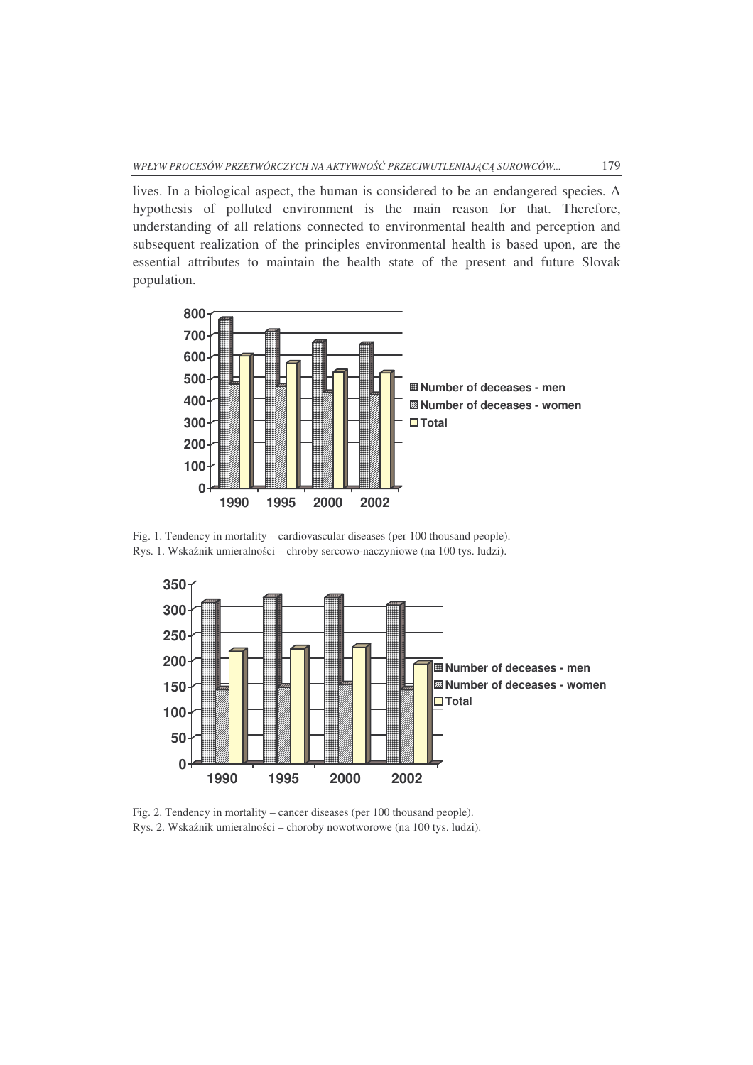lives. In a biological aspect, the human is considered to be an endangered species. A hypothesis of polluted environment is the main reason for that. Therefore, understanding of all relations connected to environmental health and perception and subsequent realization of the principles environmental health is based upon, are the essential attributes to maintain the health state of the present and future Slovak population.

Fig. 1. Tendency in mortality – cardiovascular diseases (per 100 thousand people).
Rys. 1. Wskaźnik umieralności – chroby sercowo-naczyniowe (na 100 tys. ludzi).

Fig. 2. Tendency in mortality – cancer diseases (per 100 thousand people).
Rys. 2. Wskaźnik umieralności – choroby nowotworowe (na 100 tys. ludzi).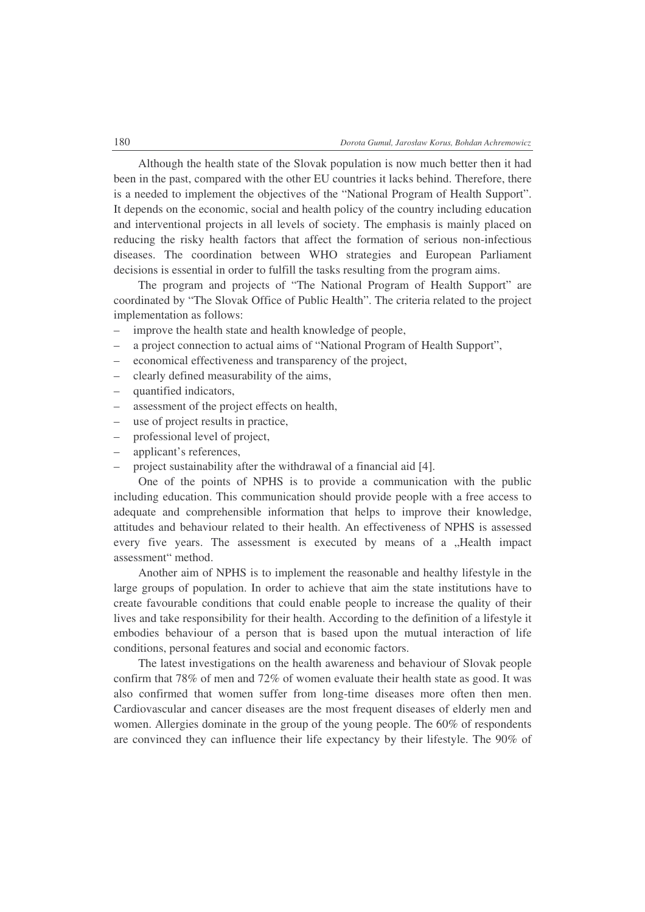Although the health state of the Slovak population is now much better then it had been in the past, compared with the other EU countries it lacks behind. Therefore, there is a needed to implement the objectives of the "National Program of Health Support". It depends on the economic, social and health policy of the country including education and interventional projects in all levels of society. The emphasis is mainly placed on reducing the risky health factors that affect the formation of serious non-infectious diseases. The coordination between WHO strategies and European Parliament decisions is essential in order to fulfill the tasks resulting from the program aims.

The program and projects of "The National Program of Health Support" are coordinated by "The Slovak Office of Public Health". The criteria related to the project implementation as follows:

- improve the health state and health knowledge of people,
- a project connection to actual aims of "National Program of Health Support",
- economical effectiveness and transparency of the project,
- clearly defined measurability of the aims,
- quantified indicators,
- assessment of the project effects on health,
- use of project results in practice,
- professional level of project,
- applicant's references,
- project sustainability after the withdrawal of a financial aid [4].

One of the points of NPHS is to provide a communication with the public including education. This communication should provide people with a free access to adequate and comprehensible information that helps to improve their knowledge, attitudes and behaviour related to their health. An effectiveness of NPHS is assessed every five years. The assessment is executed by means of a „Health impact assessment" method.

Another aim of NPHS is to implement the reasonable and healthy lifestyle in the large groups of population. In order to achieve that aim the state institutions have to create favourable conditions that could enable people to increase the quality of their lives and take responsibility for their health. According to the definition of a lifestyle it embodies behaviour of a person that is based upon the mutual interaction of life conditions, personal features and social and economic factors.

The latest investigations on the health awareness and behaviour of Slovak people confirm that 78% of men and 72% of women evaluate their health state as good. It was also confirmed that women suffer from long-time diseases more often then men. Cardiovascular and cancer diseases are the most frequent diseases of elderly men and women. Allergies dominate in the group of the young people. The 60% of respondents are convinced they can influence their life expectancy by their lifestyle. The 90% of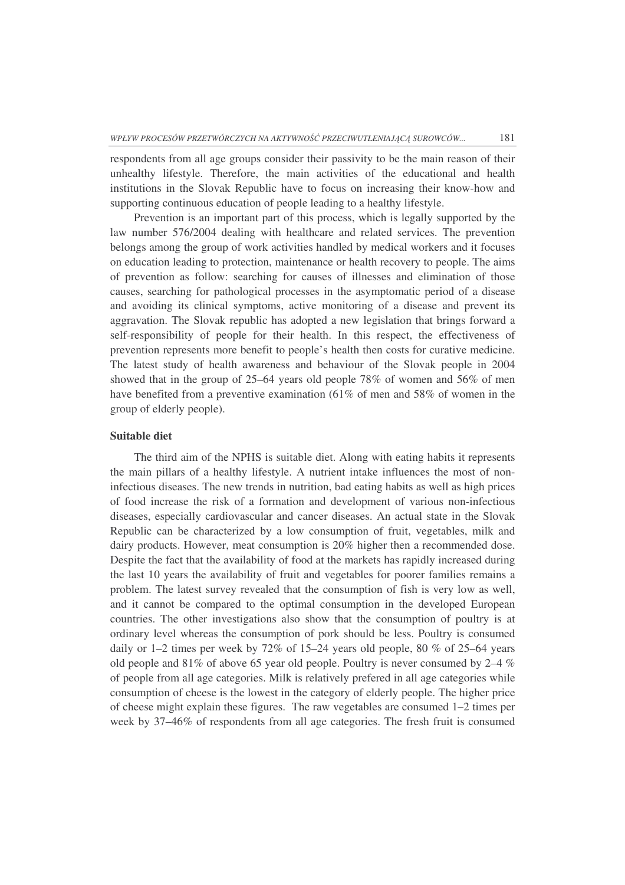respondents from all age groups consider their passivity to be the main reason of their unhealthy lifestyle. Therefore, the main activities of the educational and health institutions in the Slovak Republic have to focus on increasing their know-how and supporting continuous education of people leading to a healthy lifestyle.

Prevention is an important part of this process, which is legally supported by the law number 576/2004 dealing with healthcare and related services. The prevention belongs among the group of work activities handled by medical workers and it focuses on education leading to protection, maintenance or health recovery to people. The aims of prevention as follow: searching for causes of illnesses and elimination of those causes, searching for pathological processes in the asymptomatic period of a disease and avoiding its clinical symptoms, active monitoring of a disease and prevent its aggravation. The Slovak republic has adopted a new legislation that brings forward a self-responsibility of people for their health. In this respect, the effectiveness of prevention represents more benefit to people's health then costs for curative medicine. The latest study of health awareness and behaviour of the Slovak people in 2004 showed that in the group of 25–64 years old people 78% of women and 56% of men have benefited from a preventive examination (61% of men and 58% of women in the group of elderly people).

**Suitable diet**

The third aim of the NPHS is suitable diet. Along with eating habits it represents the main pillars of a healthy lifestyle. A nutrient intake influences the most of non-infectious diseases. The new trends in nutrition, bad eating habits as well as high prices of food increase the risk of a formation and development of various non-infectious diseases, especially cardiovascular and cancer diseases. An actual state in the Slovak Republic can be characterized by a low consumption of fruit, vegetables, milk and dairy products. However, meat consumption is 20% higher then a recommended dose. Despite the fact that the availability of food at the markets has rapidly increased during the last 10 years the availability of fruit and vegetables for poorer families remains a problem. The latest survey revealed that the consumption of fish is very low as well, and it cannot be compared to the optimal consumption in the developed European countries. The other investigations also show that the consumption of poultry is at ordinary level whereas the consumption of pork should be less. Poultry is consumed daily or 1–2 times per week by 72% of 15–24 years old people, 80 % of 25–64 years old people and 81% of above 65 year old people. Poultry is never consumed by 2–4 % of people from all age categories. Milk is relatively prefered in all age categories while consumption of cheese is the lowest in the category of elderly people. The higher price of cheese might explain these figures. The raw vegetables are consumed 1–2 times per week by 37–46% of respondents from all age categories. The fresh fruit is consumed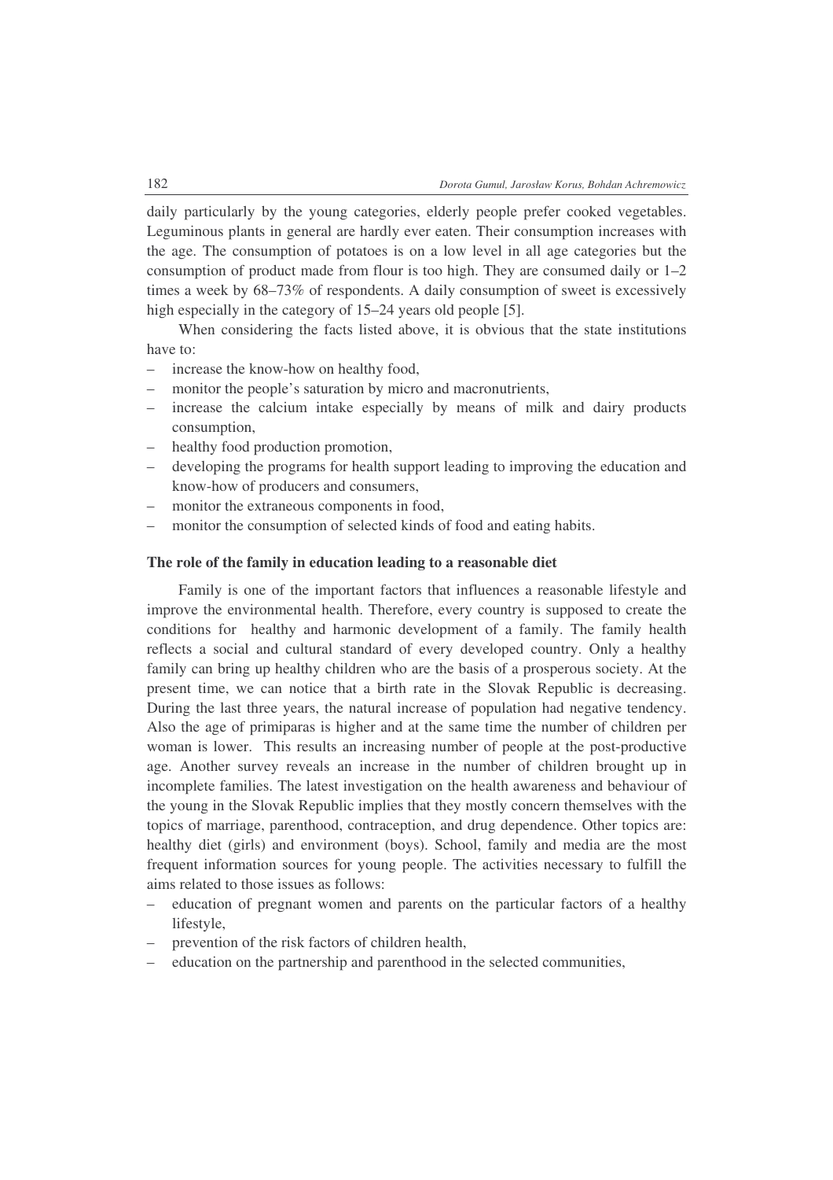daily particularly by the young categories, elderly people prefer cooked vegetables. Leguminous plants in general are hardly ever eaten. Their consumption increases with the age. The consumption of potatoes is on a low level in all age categories but the consumption of product made from flour is too high. They are consumed daily or 1–2 times a week by 68–73% of respondents. A daily consumption of sweet is excessively high especially in the category of 15–24 years old people [5].

When considering the facts listed above, it is obvious that the state institutions have to:

- increase the know-how on healthy food,
- monitor the people's saturation by micro and macronutrients,
- increase the calcium intake especially by means of milk and dairy products consumption,
- healthy food production promotion,
- developing the programs for health support leading to improving the education and know-how of producers and consumers,
- monitor the extraneous components in food,
- monitor the consumption of selected kinds of food and eating habits.

**The role of the family in education leading to a reasonable diet**

Family is one of the important factors that influences a reasonable lifestyle and improve the environmental health. Therefore, every country is supposed to create the conditions for healthy and harmonic development of a family. The family health reflects a social and cultural standard of every developed country. Only a healthy family can bring up healthy children who are the basis of a prosperous society. At the present time, we can notice that a birth rate in the Slovak Republic is decreasing. During the last three years, the natural increase of population had negative tendency. Also the age of primiparas is higher and at the same time the number of children per woman is lower. This results an increasing number of people at the post-productive age. Another survey reveals an increase in the number of children brought up in incomplete families. The latest investigation on the health awareness and behaviour of the young in the Slovak Republic implies that they mostly concern themselves with the topics of marriage, parenthood, contraception, and drug dependence. Other topics are: healthy diet (girls) and environment (boys). School, family and media are the most frequent information sources for young people. The activities necessary to fulfill the aims related to those issues as follows:

- education of pregnant women and parents on the particular factors of a healthy lifestyle,
- prevention of the risk factors of children health,
- education on the partnership and parenthood in the selected communities,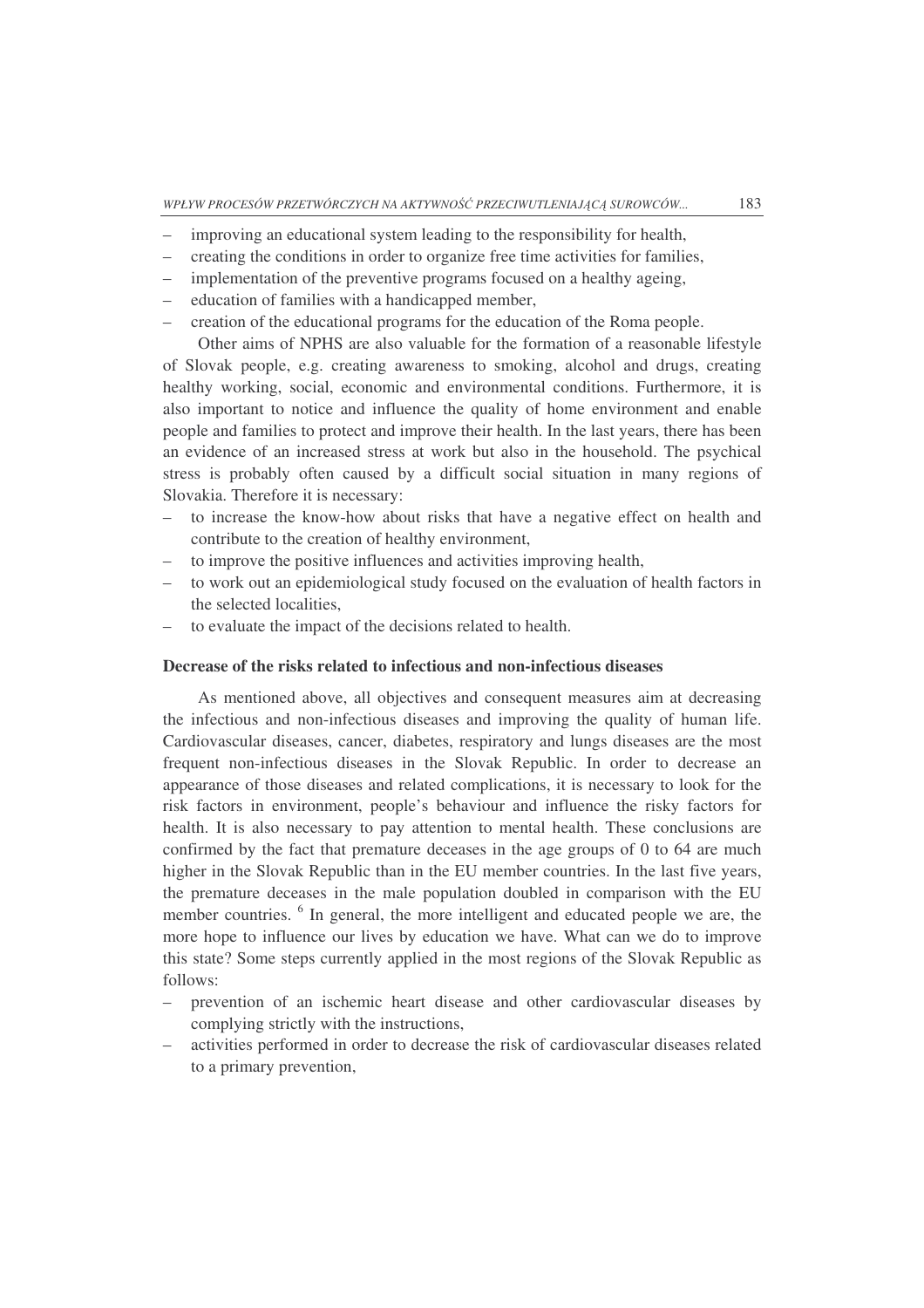- improving an educational system leading to the responsibility for health,
- creating the conditions in order to organize free time activities for families,
- implementation of the preventive programs focused on a healthy ageing,
- education of families with a handicapped member,
- creation of the educational programs for the education of the Roma people.

Other aims of NPHS are also valuable for the formation of a reasonable lifestyle of Slovak people, e.g. creating awareness to smoking, alcohol and drugs, creating healthy working, social, economic and environmental conditions. Furthermore, it is also important to notice and influence the quality of home environment and enable people and families to protect and improve their health. In the last years, there has been an evidence of an increased stress at work but also in the household. The psychical stress is probably often caused by a difficult social situation in many regions of Slovakia. Therefore it is necessary:

- to increase the know-how about risks that have a negative effect on health and contribute to the creation of healthy environment,
- to improve the positive influences and activities improving health,
- to work out an epidemiological study focused on the evaluation of health factors in the selected localities,
- to evaluate the impact of the decisions related to health.

**Decrease of the risks related to infectious and non-infectious diseases**

As mentioned above, all objectives and consequent measures aim at decreasing the infectious and non-infectious diseases and improving the quality of human life. Cardiovascular diseases, cancer, diabetes, respiratory and lungs diseases are the most frequent non-infectious diseases in the Slovak Republic. In order to decrease an appearance of those diseases and related complications, it is necessary to look for the risk factors in environment, people's behaviour and influence the risky factors for health. It is also necessary to pay attention to mental health. These conclusions are confirmed by the fact that premature deceases in the age groups of 0 to 64 are much higher in the Slovak Republic than in the EU member countries. In the last five years, the premature deceases in the male population doubled in comparison with the EU member countries. [6] In general, the more intelligent and educated people we are, the more hope to influence our lives by education we have. What can we do to improve this state? Some steps currently applied in the most regions of the Slovak Republic as follows:

- prevention of an ischemic heart disease and other cardiovascular diseases by complying strictly with the instructions,
- activities performed in order to decrease the risk of cardiovascular diseases related to a primary prevention,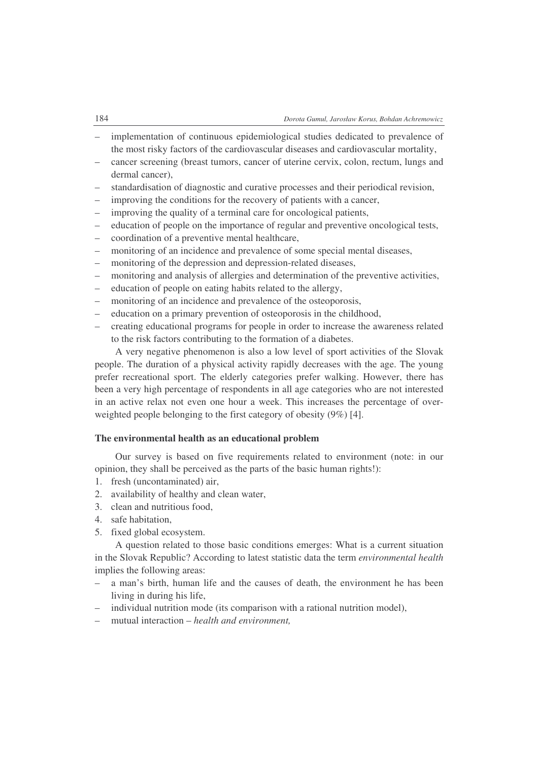- implementation of continuous epidemiological studies dedicated to prevalence of the most risky factors of the cardiovascular diseases and cardiovascular mortality,
- cancer screening (breast tumors, cancer of uterine cervix, colon, rectum, lungs and dermal cancer),
- standardisation of diagnostic and curative processes and their periodical revision,
- improving the conditions for the recovery of patients with a cancer,
- improving the quality of a terminal care for oncological patients,
- education of people on the importance of regular and preventive oncological tests,
- coordination of a preventive mental healthcare,
- monitoring of an incidence and prevalence of some special mental diseases,
- monitoring of the depression and depression-related diseases,
- monitoring and analysis of allergies and determination of the preventive activities,
- education of people on eating habits related to the allergy,
- monitoring of an incidence and prevalence of the osteoporosis,
- education on a primary prevention of osteoporosis in the childhood,
- creating educational programs for people in order to increase the awareness related to the risk factors contributing to the formation of a diabetes.

A very negative phenomenon is also a low level of sport activities of the Slovak people. The duration of a physical activity rapidly decreases with the age. The young prefer recreational sport. The elderly categories prefer walking. However, there has been a very high percentage of respondents in all age categories who are not interested in an active relax not even one hour a week. This increases the percentage of over-weighted people belonging to the first category of obesity (9%) [4].

### The environmental health as an educational problem

Our survey is based on five requirements related to environment (note: in our opinion, they shall be perceived as the parts of the basic human rights!):

1. fresh (uncontaminated) air,
2. availability of healthy and clean water,
3. clean and nutritious food,
4. safe habitation,
5. fixed global ecosystem.

A question related to those basic conditions emerges: What is a current situation in the Slovak Republic? According to latest statistic data the term *environmental health* implies the following areas:

- a man's birth, human life and the causes of death, the environment he has been living in during his life,
- individual nutrition mode (its comparison with a rational nutrition model),
- mutual interaction – *health and environment,*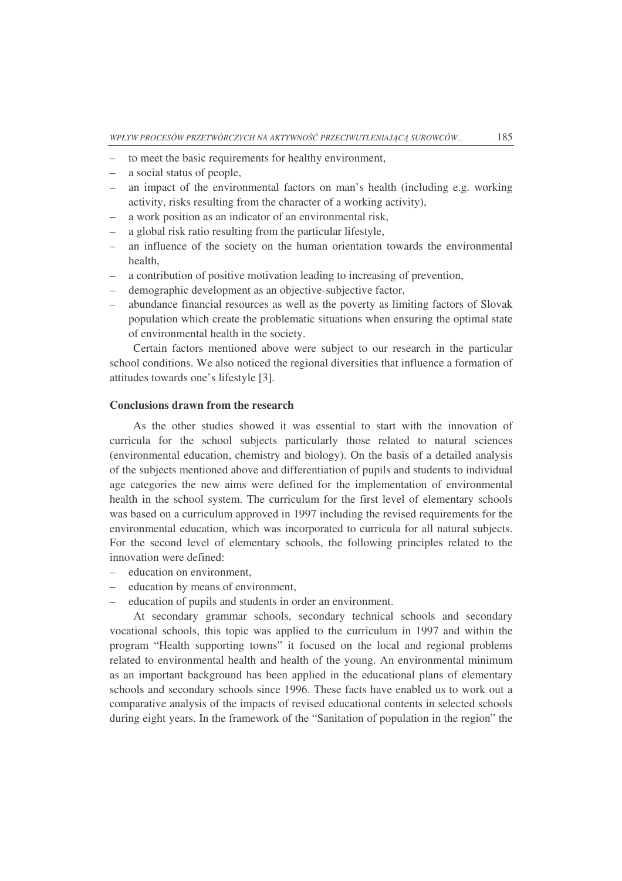- to meet the basic requirements for healthy environment,
- a social status of people,
- an impact of the environmental factors on man's health (including e.g. working activity, risks resulting from the character of a working activity),
- a work position as an indicator of an environmental risk,
- a global risk ratio resulting from the particular lifestyle,
- an influence of the society on the human orientation towards the environmental health,
- a contribution of positive motivation leading to increasing of prevention,
- demographic development as an objective-subjective factor,
- abundance financial resources as well as the poverty as limiting factors of Slovak population which create the problematic situations when ensuring the optimal state of environmental health in the society.

Certain factors mentioned above were subject to our research in the particular school conditions. We also noticed the regional diversities that influence a formation of attitudes towards one's lifestyle [3].

### Conclusions drawn from the research

As the other studies showed it was essential to start with the innovation of curricula for the school subjects particularly those related to natural sciences (environmental education, chemistry and biology). On the basis of a detailed analysis of the subjects mentioned above and differentiation of pupils and students to individual age categories the new aims were defined for the implementation of environmental health in the school system. The curriculum for the first level of elementary schools was based on a curriculum approved in 1997 including the revised requirements for the environmental education, which was incorporated to curricula for all natural subjects. For the second level of elementary schools, the following principles related to the innovation were defined:

- education on environment,
- education by means of environment,
- education of pupils and students in order an environment.

At secondary grammar schools, secondary technical schools and secondary vocational schools, this topic was applied to the curriculum in 1997 and within the program "Health supporting towns" it focused on the local and regional problems related to environmental health and health of the young. An environmental minimum as an important background has been applied in the educational plans of elementary schools and secondary schools since 1996. These facts have enabled us to work out a comparative analysis of the impacts of revised educational contents in selected schools during eight years. In the framework of the "Sanitation of population in the region" the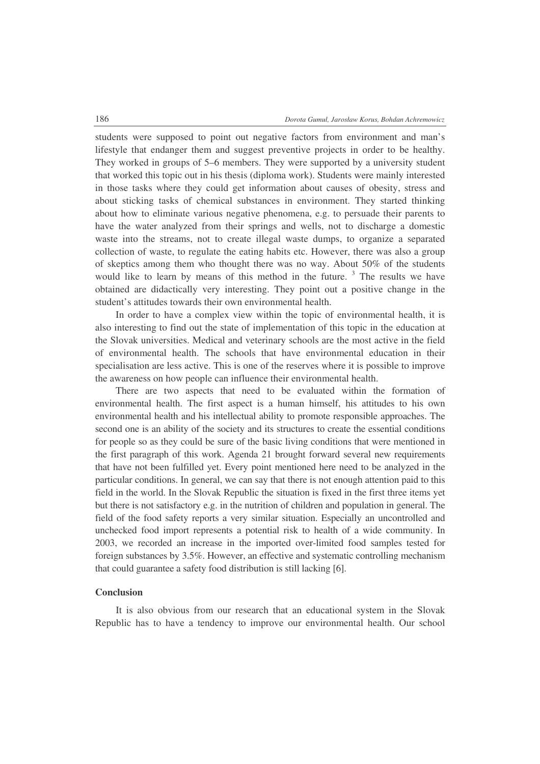students were supposed to point out negative factors from environment and man's lifestyle that endanger them and suggest preventive projects in order to be healthy. They worked in groups of 5–6 members. They were supported by a university student that worked this topic out in his thesis (diploma work). Students were mainly interested in those tasks where they could get information about causes of obesity, stress and about sticking tasks of chemical substances in environment. They started thinking about how to eliminate various negative phenomena, e.g. to persuade their parents to have the water analyzed from their springs and wells, not to discharge a domestic waste into the streams, not to create illegal waste dumps, to organize a separated collection of waste, to regulate the eating habits etc. However, there was also a group of skeptics among them who thought there was no way. About 50% of the students would like to learn by means of this method in the future. [3] The results we have obtained are didactically very interesting. They point out a positive change in the student's attitudes towards their own environmental health.

In order to have a complex view within the topic of environmental health, it is also interesting to find out the state of implementation of this topic in the education at the Slovak universities. Medical and veterinary schools are the most active in the field of environmental health. The schools that have environmental education in their specialisation are less active. This is one of the reserves where it is possible to improve the awareness on how people can influence their environmental health.

There are two aspects that need to be evaluated within the formation of environmental health. The first aspect is a human himself, his attitudes to his own environmental health and his intellectual ability to promote responsible approaches. The second one is an ability of the society and its structures to create the essential conditions for people so as they could be sure of the basic living conditions that were mentioned in the first paragraph of this work. Agenda 21 brought forward several new requirements that have not been fulfilled yet. Every point mentioned here need to be analyzed in the particular conditions. In general, we can say that there is not enough attention paid to this field in the world. In the Slovak Republic the situation is fixed in the first three items yet but there is not satisfactory e.g. in the nutrition of children and population in general. The field of the food safety reports a very similar situation. Especially an uncontrolled and unchecked food import represents a potential risk to health of a wide community. In 2003, we recorded an increase in the imported over-limited food samples tested for foreign substances by 3.5%. However, an effective and systematic controlling mechanism that could guarantee a safety food distribution is still lacking [6].

## Conclusion

It is also obvious from our research that an educational system in the Slovak Republic has to have a tendency to improve our environmental health. Our school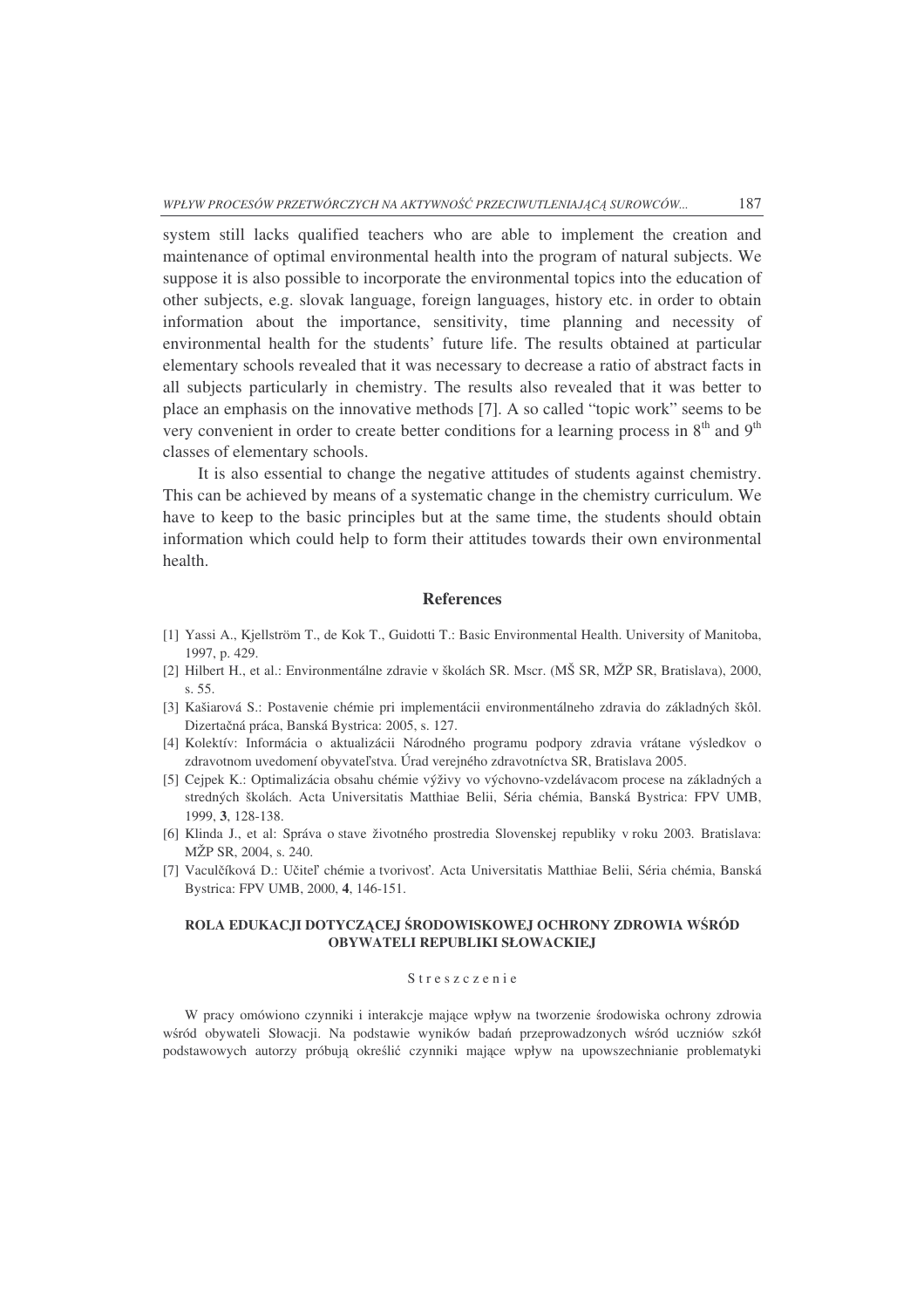system still lacks qualified teachers who are able to implement the creation and maintenance of optimal environmental health into the program of natural subjects. We suppose it is also possible to incorporate the environmental topics into the education of other subjects, e.g. slovak language, foreign languages, history etc. in order to obtain information about the importance, sensitivity, time planning and necessity of environmental health for the students' future life. The results obtained at particular elementary schools revealed that it was necessary to decrease a ratio of abstract facts in all subjects particularly in chemistry. The results also revealed that it was better to place an emphasis on the innovative methods [7]. A so called "topic work" seems to be very convenient in order to create better conditions for a learning process in $8^{th}$ and $9^{th}$ classes of elementary schools.

It is also essential to change the negative attitudes of students against chemistry. This can be achieved by means of a systematic change in the chemistry curriculum. We have to keep to the basic principles but at the same time, the students should obtain information which could help to form their attitudes towards their own environmental health.

## References

[1] Yassi A., Kjellström T., de Kok T., Guidotti T.: Basic Environmental Health. University of Manitoba, 1997, p. 429.

[2] Hilbert H., et al.: Environmentálne zdravie v školách SR. Mscr. (MŠ SR, MŽP SR, Bratislava), 2000, s. 55.

[3] Kašiarová S.: Postavenie chémie pri implementácii environmentálneho zdravia do základných škôl. Dizertačná práca, Banská Bystrica: 2005, s. 127.

[4] Kolektív: Informácia o aktualizácii Národného programu podpory zdravia vrátane výsledkov o zdravotnom uvedomení obyvateľstva. Úrad verejného zdravotníctva SR, Bratislava 2005.

[5] Cejpek K.: Optimalizácia obsahu chémie výživy vo výchovno-vzdelávacom procese na základných a stredných školách. Acta Universitatis Matthiae Belii, Séria chémia, Banská Bystrica: FPV UMB, 1999, **3**, 128-138.

[6] Klinda J., et al: Správa o stave životného prostredia Slovenskej republiky v roku 2003. Bratislava: MŽP SR, 2004, s. 240.

[7] Vaculčíková D.: Učiteľ chémie a tvorivosť. Acta Universitatis Matthiae Belii, Séria chémia, Banská Bystrica: FPV UMB, 2000, **4**, 146-151.

### ROLA EDUKACJI DOTYCZĄCEJ ŚRODOWISKOWEJ OCHRONY ZDROWIA WŚRÓD OBYWATELI REPUBLIKI SŁOWACKIEJ

Streszczenie

W pracy omówiono czynniki i interakcje mające wpływ na tworzenie środowiska ochrony zdrowia wśród obywateli Słowacji. Na podstawie wyników badań przeprowadzonych wśród uczniów szkół podstawowych autorzy próbują określić czynniki mające wpływ na upowszechnianie problematyki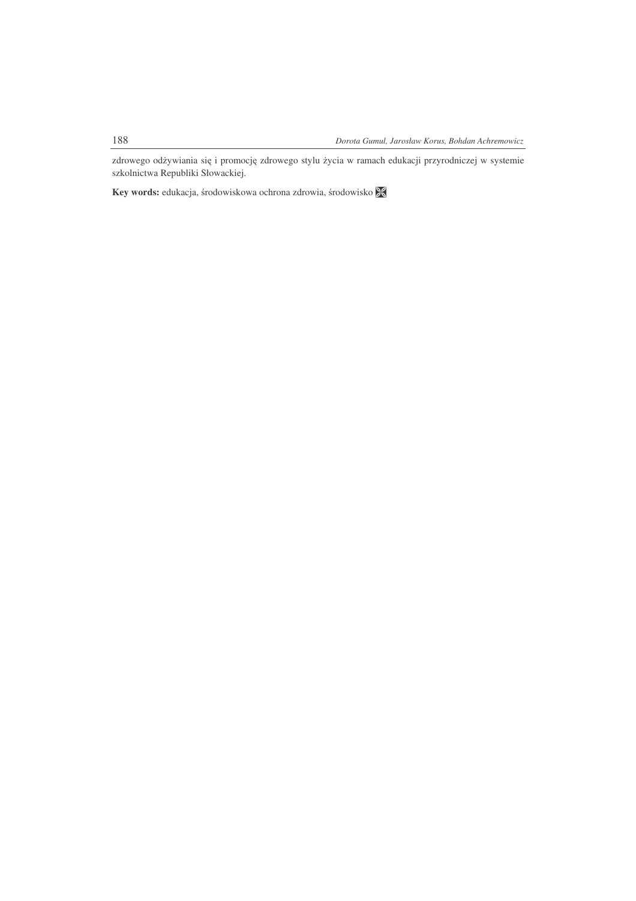zdrowego odżywiania się i promocję zdrowego stylu życia w ramach edukacji przyrodniczej w systemie szkolnictwa Republiki Słowackiej.

**Key words:** edukacja, środowiskowa ochrona zdrowia, środowisko